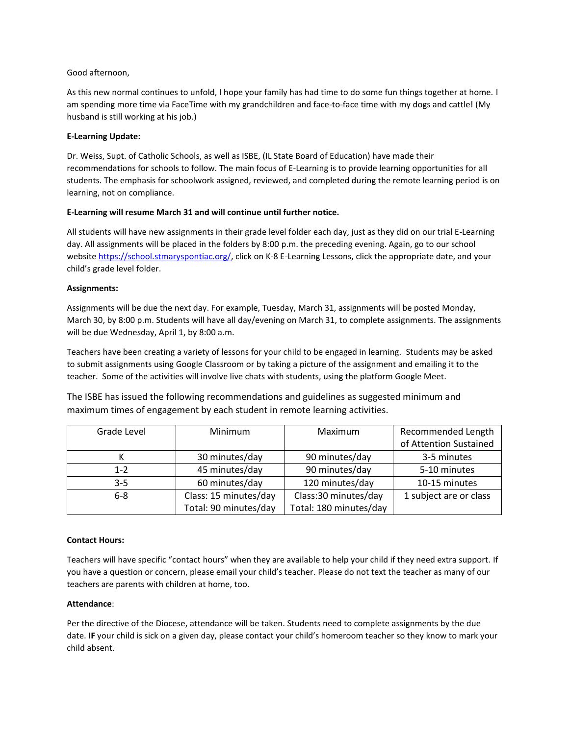Good afternoon,

As this new normal continues to unfold, I hope your family has had time to do some fun things together at home. I am spending more time via FaceTime with my grandchildren and face-to-face time with my dogs and cattle! (My husband is still working at his job.)

**E-Learning Update:**

Dr. Weiss, Supt. of Catholic Schools, as well as ISBE, (IL State Board of Education) have made their recommendations for schools to follow. The main focus of E-Learning is to provide learning opportunities for all students. The emphasis for schoolwork assigned, reviewed, and completed during the remote learning period is on learning, not on compliance.

**E-Learning will resume March 31 and will continue until further notice.**

All students will have new assignments in their grade level folder each day, just as they did on our trial E-Learning day. All assignments will be placed in the folders by 8:00 p.m. the preceding evening. Again, go to our school website https://school.stmaryspontiac.org/, click on K-8 E-Learning Lessons, click the appropriate date, and your child's grade level folder.

**Assignments:**

Assignments will be due the next day. For example, Tuesday, March 31, assignments will be posted Monday, March 30, by 8:00 p.m. Students will have all day/evening on March 31, to complete assignments. The assignments will be due Wednesday, April 1, by 8:00 a.m.

Teachers have been creating a variety of lessons for your child to be engaged in learning. Students may be asked to submit assignments using Google Classroom or by taking a picture of the assignment and emailing it to the teacher. Some of the activities will involve live chats with students, using the platform Google Meet.

The ISBE has issued the following recommendations and guidelines as suggested minimum and maximum times of engagement by each student in remote learning activities.

| Grade Level | Minimum | Maximum | Recommended Length of Attention Sustained |
|---|---|---|---|
| K | 30 minutes/day | 90 minutes/day | 3-5 minutes |
| 1-2 | 45 minutes/day | 90 minutes/day | 5-10 minutes |
| 3-5 | 60 minutes/day | 120 minutes/day | 10-15 minutes |
| 6-8 | Class: 15 minutes/day<br>Total: 90 minutes/day | Class:30 minutes/day<br>Total: 180 minutes/day | 1 subject are or class |

**Contact Hours:**

Teachers will have specific "contact hours" when they are available to help your child if they need extra support. If you have a question or concern, please email your child's teacher. Please do not text the teacher as many of our teachers are parents with children at home, too.

**Attendance**:

Per the directive of the Diocese, attendance will be taken. Students need to complete assignments by the due date. **IF** your child is sick on a given day, please contact your child's homeroom teacher so they know to mark your child absent.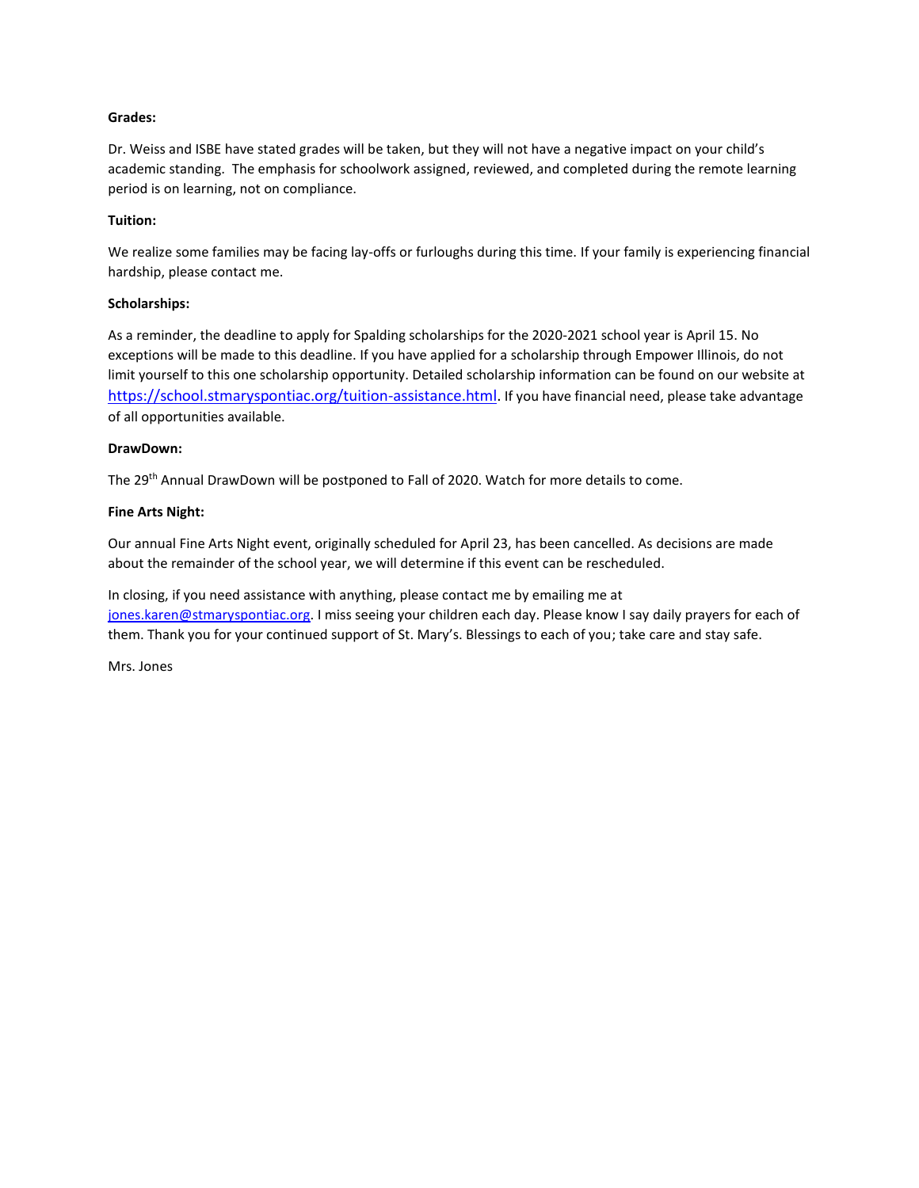**Grades:**

Dr. Weiss and ISBE have stated grades will be taken, but they will not have a negative impact on your child's academic standing. The emphasis for schoolwork assigned, reviewed, and completed during the remote learning period is on learning, not on compliance.

**Tuition:**

We realize some families may be facing lay-offs or furloughs during this time. If your family is experiencing financial hardship, please contact me.

**Scholarships:**

As a reminder, the deadline to apply for Spalding scholarships for the 2020-2021 school year is April 15. No exceptions will be made to this deadline. If you have applied for a scholarship through Empower Illinois, do not limit yourself to this one scholarship opportunity. Detailed scholarship information can be found on our website at https://school.stmaryspontiac.org/tuition-assistance.html. If you have financial need, please take advantage of all opportunities available.

**DrawDown:**

The 29th Annual DrawDown will be postponed to Fall of 2020. Watch for more details to come.

**Fine Arts Night:**

Our annual Fine Arts Night event, originally scheduled for April 23, has been cancelled. As decisions are made about the remainder of the school year, we will determine if this event can be rescheduled.

In closing, if you need assistance with anything, please contact me by emailing me at jones.karen@stmaryspontiac.org. I miss seeing your children each day. Please know I say daily prayers for each of them. Thank you for your continued support of St. Mary's. Blessings to each of you; take care and stay safe.

Mrs. Jones